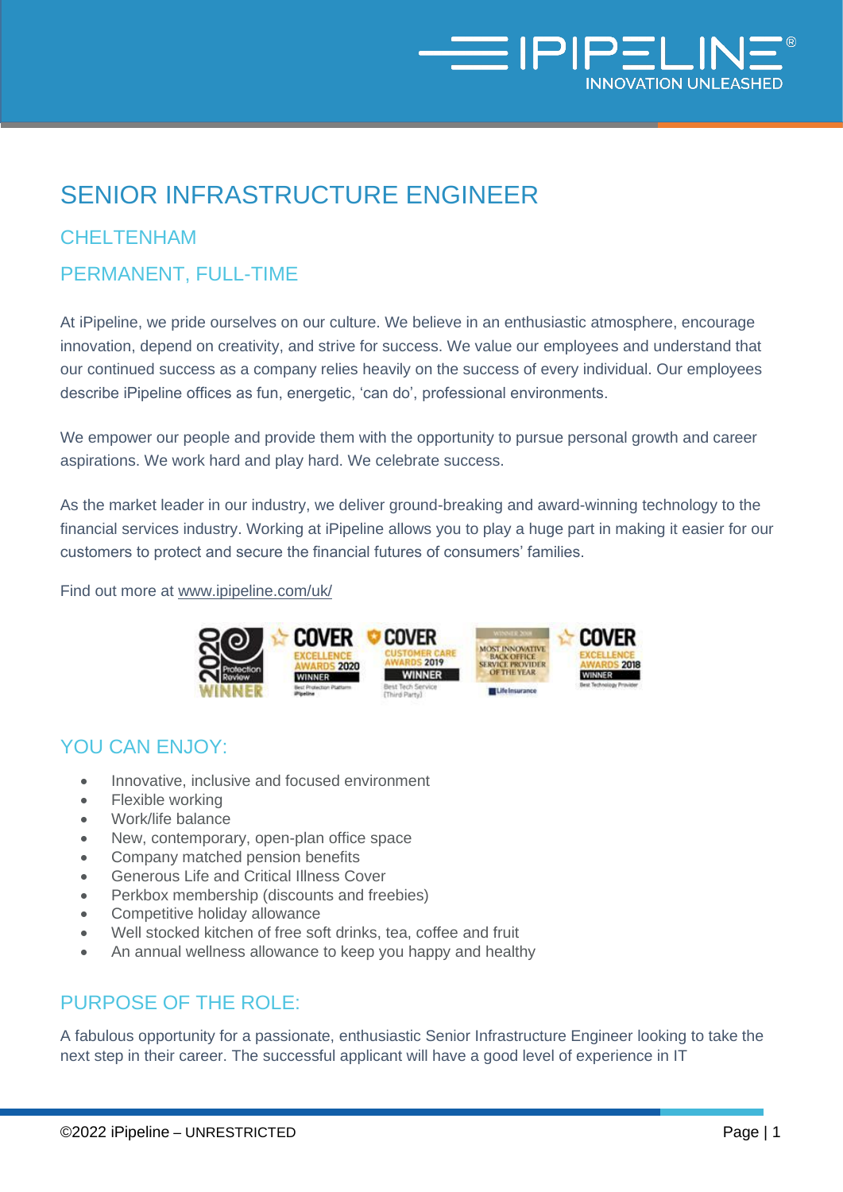# SENIOR INFRASTRUCTURE ENGINEER

## CHELTENHAM

## PERMANENT, FULL-TIME

At iPipeline, we pride ourselves on our culture. We believe in an enthusiastic atmosphere, encourage innovation, depend on creativity, and strive for success. We value our employees and understand that our continued success as a company relies heavily on the success of every individual. Our employees describe iPipeline offices as fun, energetic, 'can do', professional environments.

We empower our people and provide them with the opportunity to pursue personal growth and career aspirations. We work hard and play hard. We celebrate success.

As the market leader in our industry, we deliver ground-breaking and award-winning technology to the financial services industry. Working at iPipeline allows you to play a huge part in making it easier for our customers to protect and secure the financial futures of consumers' families.

Find out more at www.ipipeline.com/uk/

## YOU CAN ENJOY:

- Innovative, inclusive and focused environment
- Flexible working
- Work/life balance
- New, contemporary, open-plan office space
- Company matched pension benefits
- Generous Life and Critical Illness Cover
- Perkbox membership (discounts and freebies)
- Competitive holiday allowance
- Well stocked kitchen of free soft drinks, tea, coffee and fruit
- An annual wellness allowance to keep you happy and healthy

## PURPOSE OF THE ROLE:

A fabulous opportunity for a passionate, enthusiastic Senior Infrastructure Engineer looking to take the next step in their career. The successful applicant will have a good level of experience in IT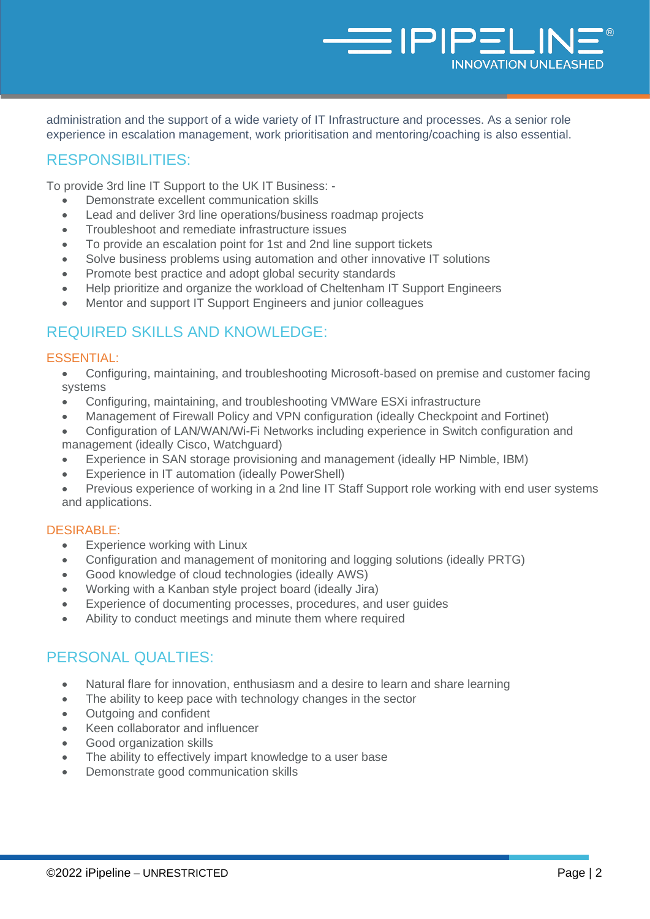administration and the support of a wide variety of IT Infrastructure and processes. As a senior role experience in escalation management, work prioritisation and mentoring/coaching is also essential.

## RESPONSIBILITIES:

To provide 3rd line IT Support to the UK IT Business: -

- Demonstrate excellent communication skills
- Lead and deliver 3rd line operations/business roadmap projects
- Troubleshoot and remediate infrastructure issues
- To provide an escalation point for 1st and 2nd line support tickets
- Solve business problems using automation and other innovative IT solutions
- Promote best practice and adopt global security standards
- Help prioritize and organize the workload of Cheltenham IT Support Engineers
- Mentor and support IT Support Engineers and junior colleagues

## REQUIRED SKILLS AND KNOWLEDGE:

### ESSENTIAL:

- Configuring, maintaining, and troubleshooting Microsoft-based on premise and customer facing systems
- Configuring, maintaining, and troubleshooting VMWare ESXi infrastructure
- Management of Firewall Policy and VPN configuration (ideally Checkpoint and Fortinet)
- Configuration of LAN/WAN/Wi-Fi Networks including experience in Switch configuration and management (ideally Cisco, Watchguard)
- Experience in SAN storage provisioning and management (ideally HP Nimble, IBM)
- Experience in IT automation (ideally PowerShell)
- Previous experience of working in a 2nd line IT Staff Support role working with end user systems and applications.

### DESIRABLE:

- Experience working with Linux
- Configuration and management of monitoring and logging solutions (ideally PRTG)
- Good knowledge of cloud technologies (ideally AWS)
- Working with a Kanban style project board (ideally Jira)
- Experience of documenting processes, procedures, and user guides
- Ability to conduct meetings and minute them where required

## PERSONAL QUALTIES:

- Natural flare for innovation, enthusiasm and a desire to learn and share learning
- The ability to keep pace with technology changes in the sector
- Outgoing and confident
- Keen collaborator and influencer
- Good organization skills
- The ability to effectively impart knowledge to a user base
- Demonstrate good communication skills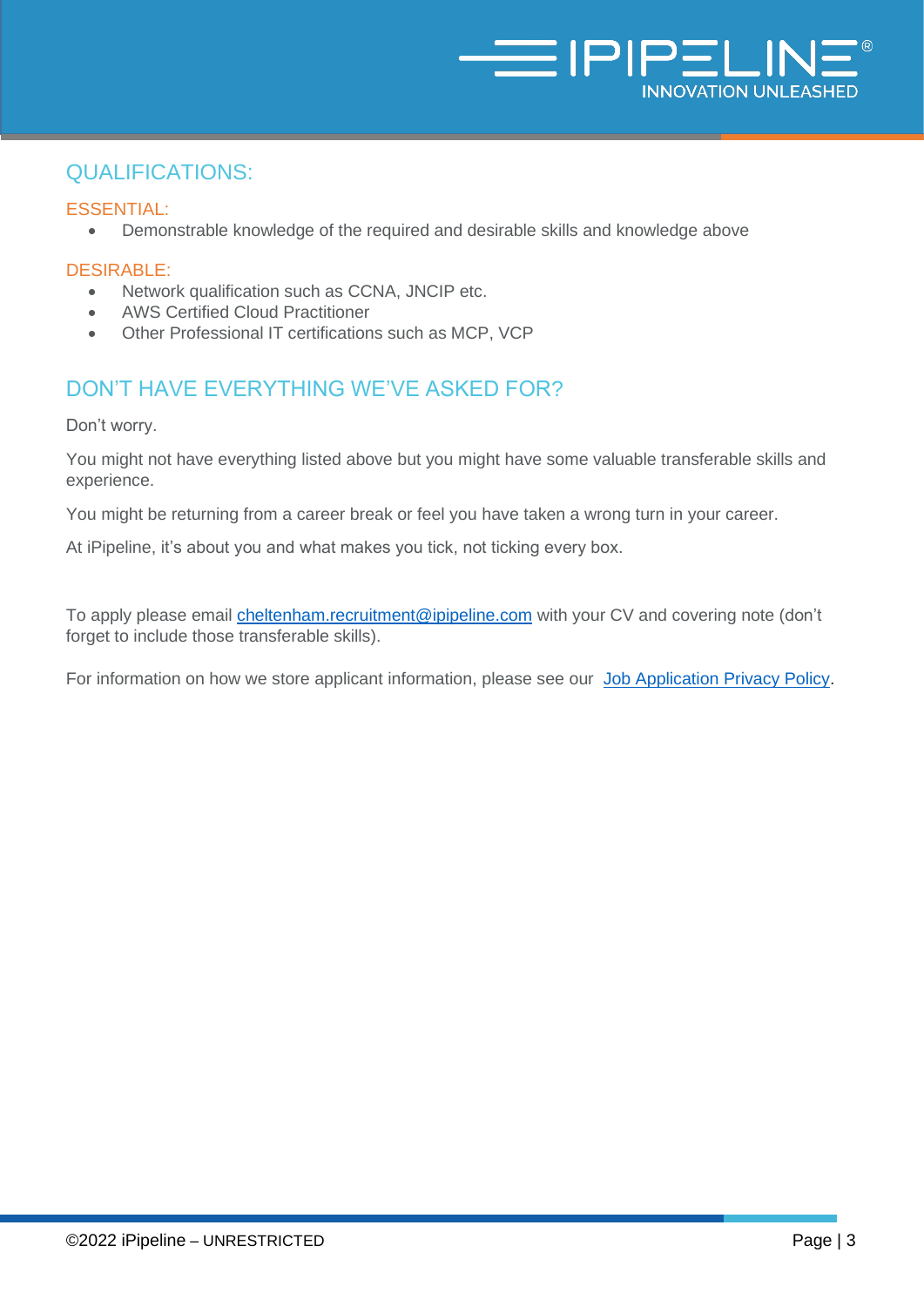## QUALIFICATIONS:

### ESSENTIAL:

- Demonstrable knowledge of the required and desirable skills and knowledge above

### DESIRABLE:

- Network qualification such as CCNA, JNCIP etc.
- AWS Certified Cloud Practitioner
- Other Professional IT certifications such as MCP, VCP

## DON'T HAVE EVERYTHING WE'VE ASKED FOR?

Don't worry.

You might not have everything listed above but you might have some valuable transferable skills and experience.

You might be returning from a career break or feel you have taken a wrong turn in your career.

At iPipeline, it's about you and what makes you tick, not ticking every box.

To apply please email cheltenham.recruitment@ipipeline.com with your CV and covering note (don't forget to include those transferable skills).

For information on how we store applicant information, please see our Job Application Privacy Policy.